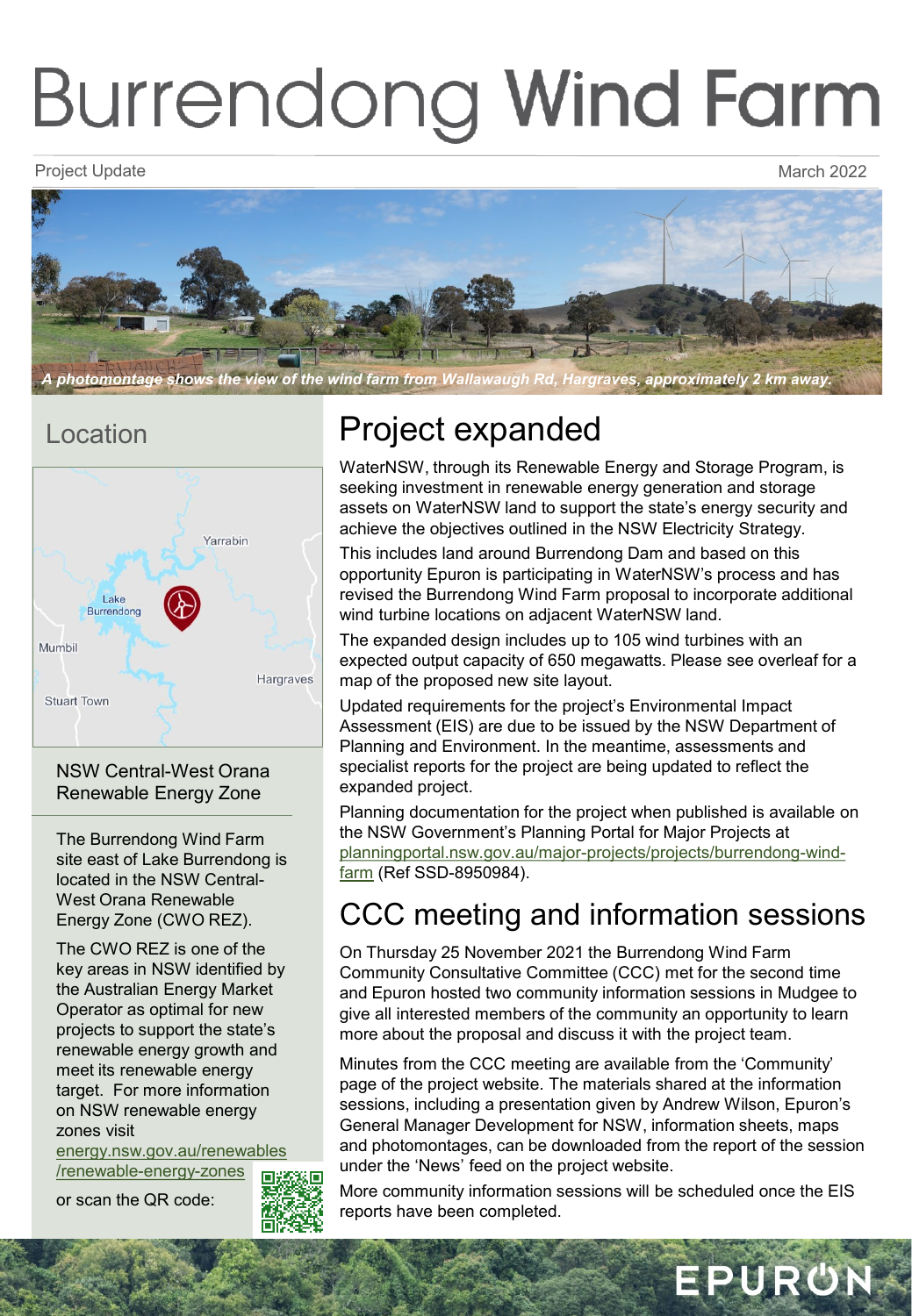# Burrendong Wind Farm

Project Update

March 2022

*A photomontage shows the view of the wind farm from Wallawaugh Rd, Hargraves, approximately 2 km away.*

## Location

Yarrabin

Lake Burrendong

Mumbil

Hargraves

Stuart Town

### NSW Central-West Orana Renewable Energy Zone

The Burrendong Wind Farm site east of Lake Burrendong is located in the NSW Central-West Orana Renewable Energy Zone (CWO REZ).

The CWO REZ is one of the key areas in NSW identified by the Australian Energy Market Operator as optimal for new projects to support the state's renewable energy growth and meet its renewable energy target. For more information on NSW renewable energy zones visit energy.nsw.gov.au/renewables/renewable-energy-zones

or scan the QR code:

## Project expanded

WaterNSW, through its Renewable Energy and Storage Program, is seeking investment in renewable energy generation and storage assets on WaterNSW land to support the state's energy security and achieve the objectives outlined in the NSW Electricity Strategy.

This includes land around Burrendong Dam and based on this opportunity Epuron is participating in WaterNSW's process and has revised the Burrendong Wind Farm proposal to incorporate additional wind turbine locations on adjacent WaterNSW land.

The expanded design includes up to 105 wind turbines with an expected output capacity of 650 megawatts. Please see overleaf for a map of the proposed new site layout.

Updated requirements for the project's Environmental Impact Assessment (EIS) are due to be issued by the NSW Department of Planning and Environment. In the meantime, assessments and specialist reports for the project are being updated to reflect the expanded project.

Planning documentation for the project when published is available on the NSW Government's Planning Portal for Major Projects at planningportal.nsw.gov.au/major-projects/projects/burrendong-wind-farm (Ref SSD-8950984).

## CCC meeting and information sessions

On Thursday 25 November 2021 the Burrendong Wind Farm Community Consultative Committee (CCC) met for the second time and Epuron hosted two community information sessions in Mudgee to give all interested members of the community an opportunity to learn more about the proposal and discuss it with the project team.

Minutes from the CCC meeting are available from the 'Community' page of the project website. The materials shared at the information sessions, including a presentation given by Andrew Wilson, Epuron's General Manager Development for NSW, information sheets, maps and photomontages, can be downloaded from the report of the session under the 'News' feed on the project website.

More community information sessions will be scheduled once the EIS reports have been completed.

EPURON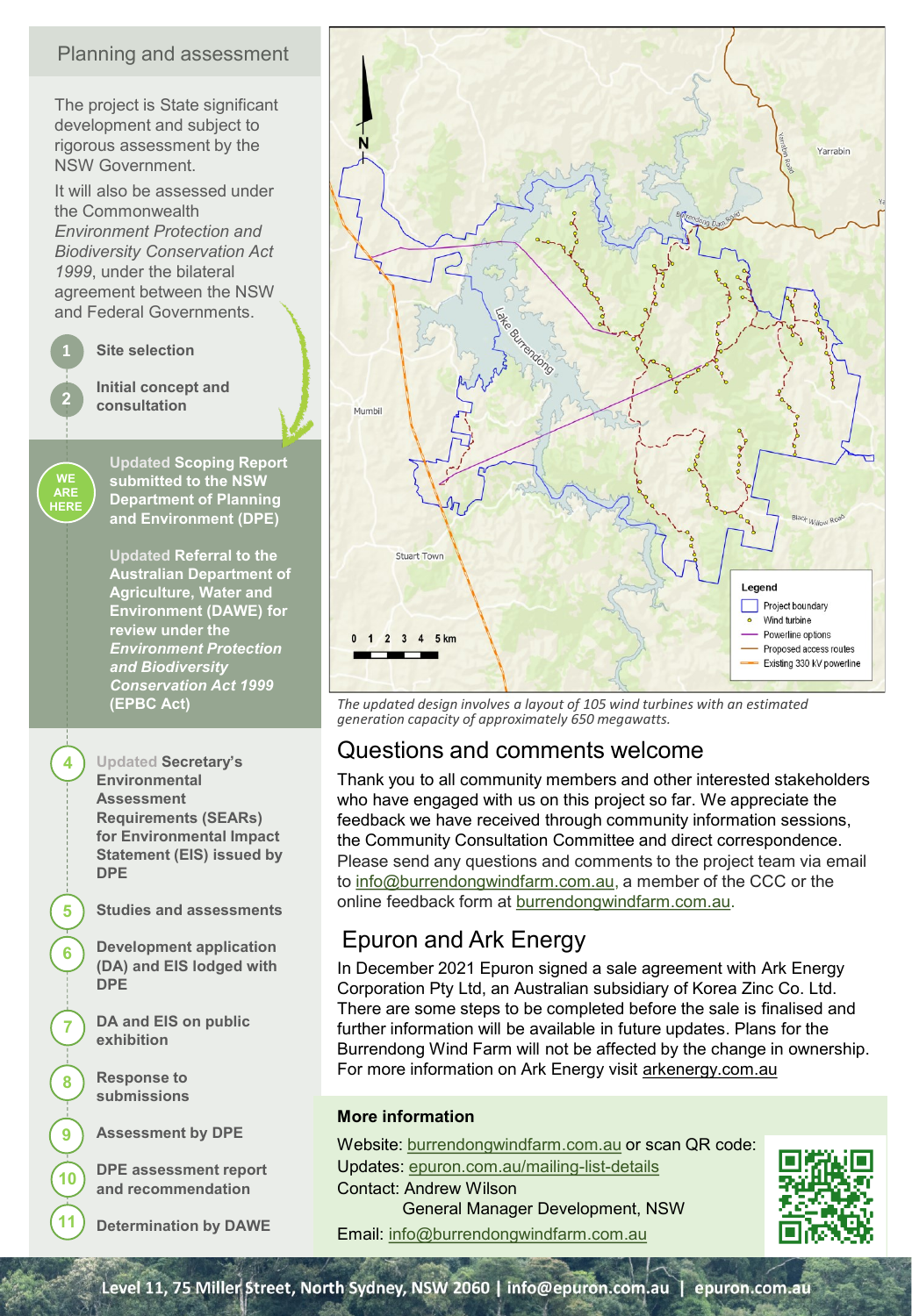## Planning and assessment

The project is State significant development and subject to rigorous assessment by the NSW Government.

It will also be assessed under the Commonwealth *Environment Protection and Biodiversity Conservation Act 1999*, under the bilateral agreement between the NSW and Federal Governments.

1. **Site selection**
2. **Initial concept and consultation**

WE ARE HERE

3. **Updated Scoping Report submitted to the NSW Department of Planning and Environment (DPE)**

   **Updated Referral to the Australian Department of Agriculture, Water and Environment (DAWE) for review under the *Environment Protection and Biodiversity Conservation Act 1999* (EPBC Act)**

4. **Updated Secretary's Environmental Assessment Requirements (SEARs) for Environmental Impact Statement (EIS) issued by DPE**
5. **Studies and assessments**
6. **Development application (DA) and EIS lodged with DPE**
7. **DA and EIS on public exhibition**
8. **Response to submissions**
9. **Assessment by DPE**
10. **DPE assessment report and recommendation**
11. **Determination by DAWE**

N

Yarrabin Road
Yarrabin
Burrendong Dam Road
Lake Burrendong
Mumbil
Stuart Town
Black Willow Road

0 1 2 3 4 5 km

Legend
Project boundary
Wind turbine
Powerline options
Proposed access routes
Existing 330 kV powerline

*The updated design involves a layout of 105 wind turbines with an estimated generation capacity of approximately 650 megawatts.*

## Questions and comments welcome

Thank you to all community members and other interested stakeholders who have engaged with us on this project so far. We appreciate the feedback we have received through community information sessions, the Community Consultation Committee and direct correspondence. Please send any questions and comments to the project team via email to info@burrendongwindfarm.com.au, a member of the CCC or the online feedback form at burrendongwindfarm.com.au.

## Epuron and Ark Energy

In December 2021 Epuron signed a sale agreement with Ark Energy Corporation Pty Ltd, an Australian subsidiary of Korea Zinc Co. Ltd. There are some steps to be completed before the sale is finalised and further information will be available in future updates. Plans for the Burrendong Wind Farm will not be affected by the change in ownership. For more information on Ark Energy visit arkenergy.com.au

### More information

Website: burrendongwindfarm.com.au or scan QR code:
Updates: epuron.com.au/mailing-list-details
Contact: Andrew Wilson
General Manager Development, NSW
Email: info@burrendongwindfarm.com.au

Level 11, 75 Miller Street, North Sydney, NSW 2060 | info@epuron.com.au | epuron.com.au